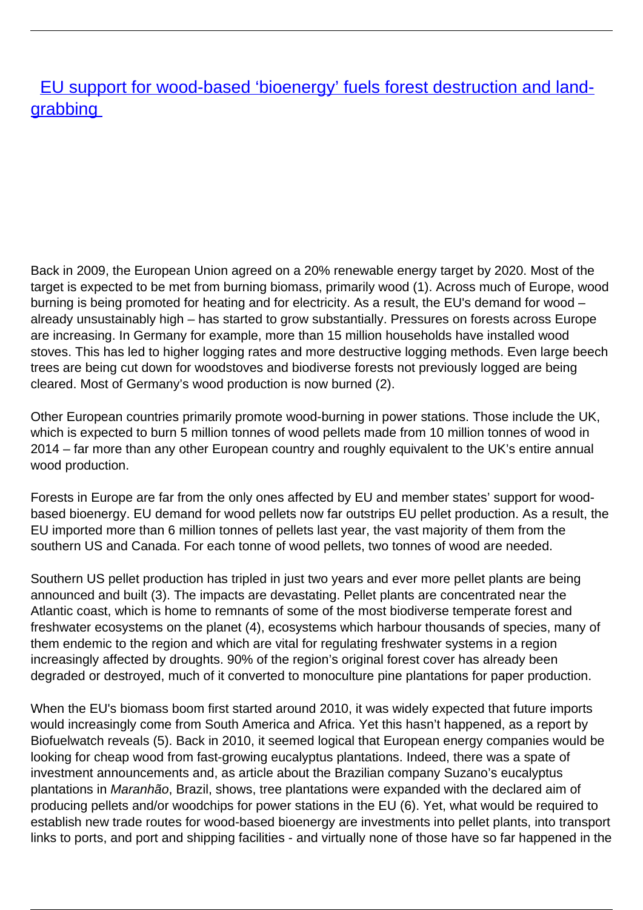# EU support for wood-based 'bioenergy' fuels forest destruction and land-grabbing

Back in 2009, the European Union agreed on a 20% renewable energy target by 2020. Most of the target is expected to be met from burning biomass, primarily wood (1). Across much of Europe, wood burning is being promoted for heating and for electricity. As a result, the EU's demand for wood – already unsustainably high – has started to grow substantially. Pressures on forests across Europe are increasing. In Germany for example, more than 15 million households have installed wood stoves. This has led to higher logging rates and more destructive logging methods. Even large beech trees are being cut down for woodstoves and biodiverse forests not previously logged are being cleared. Most of Germany's wood production is now burned (2).

Other European countries primarily promote wood-burning in power stations. Those include the UK, which is expected to burn 5 million tonnes of wood pellets made from 10 million tonnes of wood in 2014 – far more than any other European country and roughly equivalent to the UK's entire annual wood production.

Forests in Europe are far from the only ones affected by EU and member states' support for wood-based bioenergy. EU demand for wood pellets now far outstrips EU pellet production. As a result, the EU imported more than 6 million tonnes of pellets last year, the vast majority of them from the southern US and Canada. For each tonne of wood pellets, two tonnes of wood are needed.

Southern US pellet production has tripled in just two years and ever more pellet plants are being announced and built (3). The impacts are devastating. Pellet plants are concentrated near the Atlantic coast, which is home to remnants of some of the most biodiverse temperate forest and freshwater ecosystems on the planet (4), ecosystems which harbour thousands of species, many of them endemic to the region and which are vital for regulating freshwater systems in a region increasingly affected by droughts. 90% of the region's original forest cover has already been degraded or destroyed, much of it converted to monoculture pine plantations for paper production.

When the EU's biomass boom first started around 2010, it was widely expected that future imports would increasingly come from South America and Africa. Yet this hasn't happened, as a report by Biofuelwatch reveals (5). Back in 2010, it seemed logical that European energy companies would be looking for cheap wood from fast-growing eucalyptus plantations. Indeed, there was a spate of investment announcements and, as article about the Brazilian company Suzano's eucalyptus plantations in *Maranhão*, Brazil, shows, tree plantations were expanded with the declared aim of producing pellets and/or woodchips for power stations in the EU (6). Yet, what would be required to establish new trade routes for wood-based bioenergy are investments into pellet plants, into transport links to ports, and port and shipping facilities - and virtually none of those have so far happened in the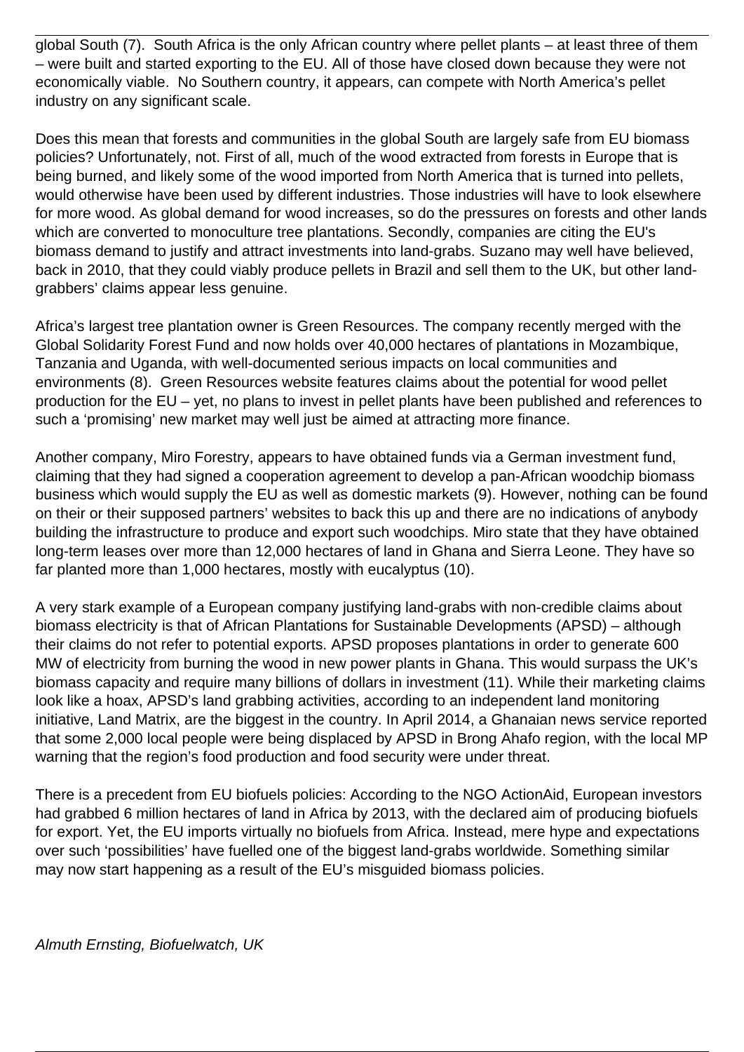global South (7). South Africa is the only African country where pellet plants – at least three of them – were built and started exporting to the EU. All of those have closed down because they were not economically viable. No Southern country, it appears, can compete with North America's pellet industry on any significant scale.

Does this mean that forests and communities in the global South are largely safe from EU biomass policies? Unfortunately, not. First of all, much of the wood extracted from forests in Europe that is being burned, and likely some of the wood imported from North America that is turned into pellets, would otherwise have been used by different industries. Those industries will have to look elsewhere for more wood. As global demand for wood increases, so do the pressures on forests and other lands which are converted to monoculture tree plantations. Secondly, companies are citing the EU's biomass demand to justify and attract investments into land-grabs. Suzano may well have believed, back in 2010, that they could viably produce pellets in Brazil and sell them to the UK, but other land-grabbers' claims appear less genuine.

Africa's largest tree plantation owner is Green Resources. The company recently merged with the Global Solidarity Forest Fund and now holds over 40,000 hectares of plantations in Mozambique, Tanzania and Uganda, with well-documented serious impacts on local communities and environments (8). Green Resources website features claims about the potential for wood pellet production for the EU – yet, no plans to invest in pellet plants have been published and references to such a 'promising' new market may well just be aimed at attracting more finance.

Another company, Miro Forestry, appears to have obtained funds via a German investment fund, claiming that they had signed a cooperation agreement to develop a pan-African woodchip biomass business which would supply the EU as well as domestic markets (9). However, nothing can be found on their or their supposed partners' websites to back this up and there are no indications of anybody building the infrastructure to produce and export such woodchips. Miro state that they have obtained long-term leases over more than 12,000 hectares of land in Ghana and Sierra Leone. They have so far planted more than 1,000 hectares, mostly with eucalyptus (10).

A very stark example of a European company justifying land-grabs with non-credible claims about biomass electricity is that of African Plantations for Sustainable Developments (APSD) – although their claims do not refer to potential exports. APSD proposes plantations in order to generate 600 MW of electricity from burning the wood in new power plants in Ghana. This would surpass the UK's biomass capacity and require many billions of dollars in investment (11). While their marketing claims look like a hoax, APSD's land grabbing activities, according to an independent land monitoring initiative, Land Matrix, are the biggest in the country. In April 2014, a Ghanaian news service reported that some 2,000 local people were being displaced by APSD in Brong Ahafo region, with the local MP warning that the region's food production and food security were under threat.

There is a precedent from EU biofuels policies: According to the NGO ActionAid, European investors had grabbed 6 million hectares of land in Africa by 2013, with the declared aim of producing biofuels for export. Yet, the EU imports virtually no biofuels from Africa. Instead, mere hype and expectations over such 'possibilities' have fuelled one of the biggest land-grabs worldwide. Something similar may now start happening as a result of the EU's misguided biomass policies.

*Almuth Ernsting, Biofuelwatch, UK*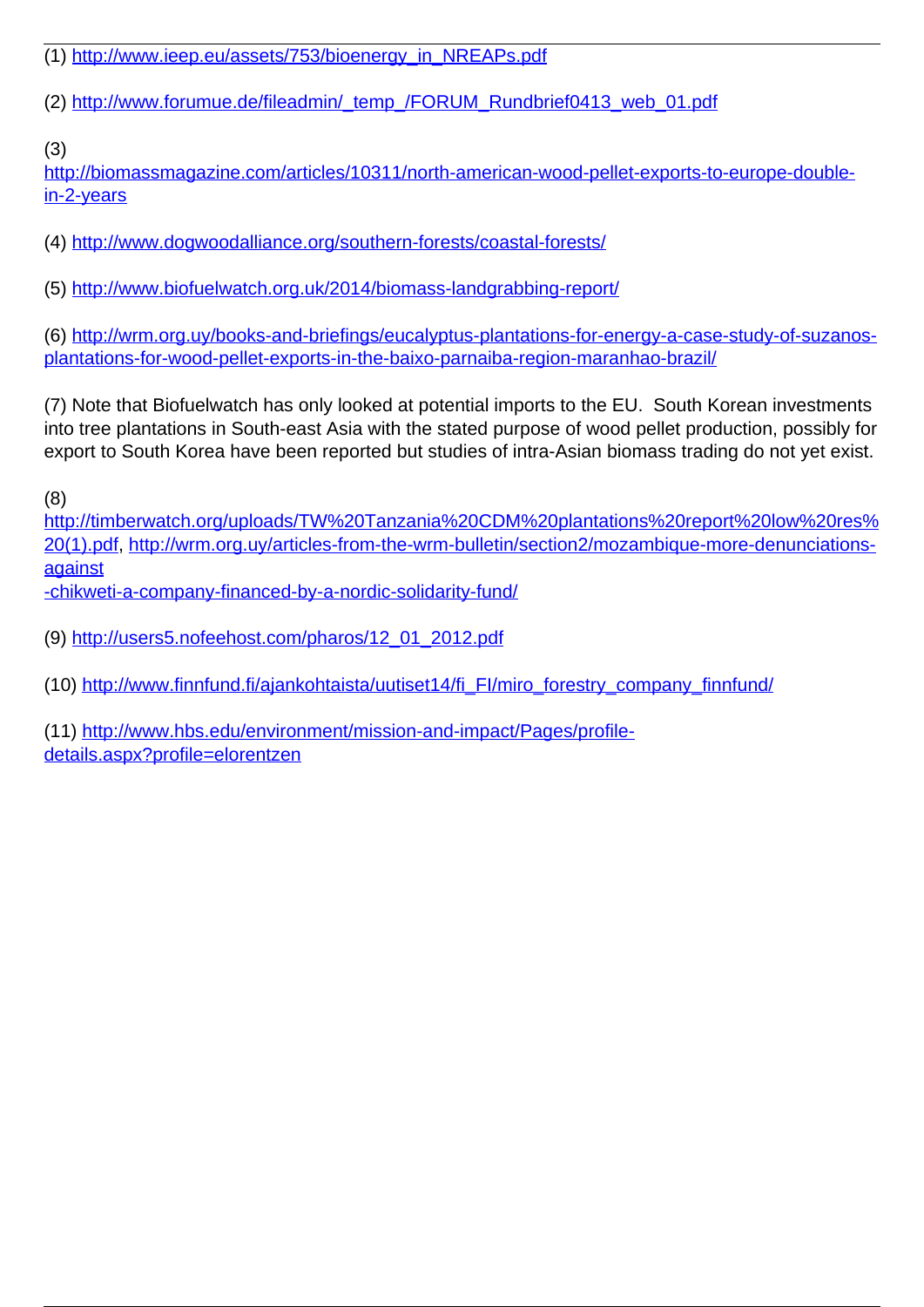(1) http://www.ieep.eu/assets/753/bioenergy_in_NREAPs.pdf

(2) http://www.forumue.de/fileadmin/_temp_/FORUM_Rundbrief0413_web_01.pdf

(3) http://biomassmagazine.com/articles/10311/north-american-wood-pellet-exports-to-europe-double-in-2-years

(4) http://www.dogwoodalliance.org/southern-forests/coastal-forests/

(5) http://www.biofuelwatch.org.uk/2014/biomass-landgrabbing-report/

(6) http://wrm.org.uy/books-and-briefings/eucalyptus-plantations-for-energy-a-case-study-of-suzanos-plantations-for-wood-pellet-exports-in-the-baixo-parnaiba-region-maranhao-brazil/

(7) Note that Biofuelwatch has only looked at potential imports to the EU. South Korean investments into tree plantations in South-east Asia with the stated purpose of wood pellet production, possibly for export to South Korea have been reported but studies of intra-Asian biomass trading do not yet exist.

(8) http://timberwatch.org/uploads/TW%20Tanzania%20CDM%20plantations%20report%20low%20res%20(1).pdf, http://wrm.org.uy/articles-from-the-wrm-bulletin/section2/mozambique-more-denunciations-against-chikweti-a-company-financed-by-a-nordic-solidarity-fund/

(9) http://users5.nofeehost.com/pharos/12_01_2012.pdf

(10) http://www.finnfund.fi/ajankohtaista/uutiset14/fi_FI/miro_forestry_company_finnfund/

(11) http://www.hbs.edu/environment/mission-and-impact/Pages/profile-details.aspx?profile=elorentzen